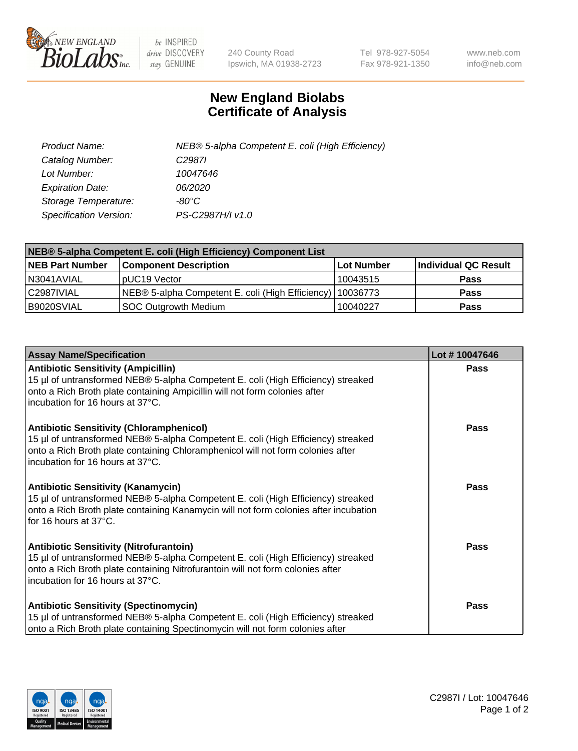# New England Biolabs Certificate of Analysis

| | |
|---|---|
| *Product Name:* | *NEB® 5-alpha Competent E. coli (High Efficiency)* |
| *Catalog Number:* | *C2987I* |
| *Lot Number:* | *10047646* |
| *Expiration Date:* | *06/2020* |
| *Storage Temperature:* | *-80°C* |
| *Specification Version:* | *PS-C2987H/I v1.0* |

| NEB® 5-alpha Competent E. coli (High Efficiency) Component List | | | |
|---|---|---|---|
| **NEB Part Number** | **Component Description** | **Lot Number** | **Individual QC Result** |
| N3041AVIAL | pUC19 Vector | 10043515 | **Pass** |
| C2987IVIAL | NEB® 5-alpha Competent E. coli (High Efficiency) | 10036773 | **Pass** |
| B9020SVIAL | SOC Outgrowth Medium | 10040227 | **Pass** |

| Assay Name/Specification | Lot # 10047646 |
|---|---|
| **Antibiotic Sensitivity (Ampicillin)**<br>15 µl of untransformed NEB® 5-alpha Competent E. coli (High Efficiency) streaked onto a Rich Broth plate containing Ampicillin will not form colonies after incubation for 16 hours at 37°C. | **Pass** |
| **Antibiotic Sensitivity (Chloramphenicol)**<br>15 µl of untransformed NEB® 5-alpha Competent E. coli (High Efficiency) streaked onto a Rich Broth plate containing Chloramphenicol will not form colonies after incubation for 16 hours at 37°C. | **Pass** |
| **Antibiotic Sensitivity (Kanamycin)**<br>15 µl of untransformed NEB® 5-alpha Competent E. coli (High Efficiency) streaked onto a Rich Broth plate containing Kanamycin will not form colonies after incubation for 16 hours at 37°C. | **Pass** |
| **Antibiotic Sensitivity (Nitrofurantoin)**<br>15 µl of untransformed NEB® 5-alpha Competent E. coli (High Efficiency) streaked onto a Rich Broth plate containing Nitrofurantoin will not form colonies after incubation for 16 hours at 37°C. | **Pass** |
| **Antibiotic Sensitivity (Spectinomycin)**<br>15 µl of untransformed NEB® 5-alpha Competent E. coli (High Efficiency) streaked onto a Rich Broth plate containing Spectinomycin will not form colonies after | **Pass** |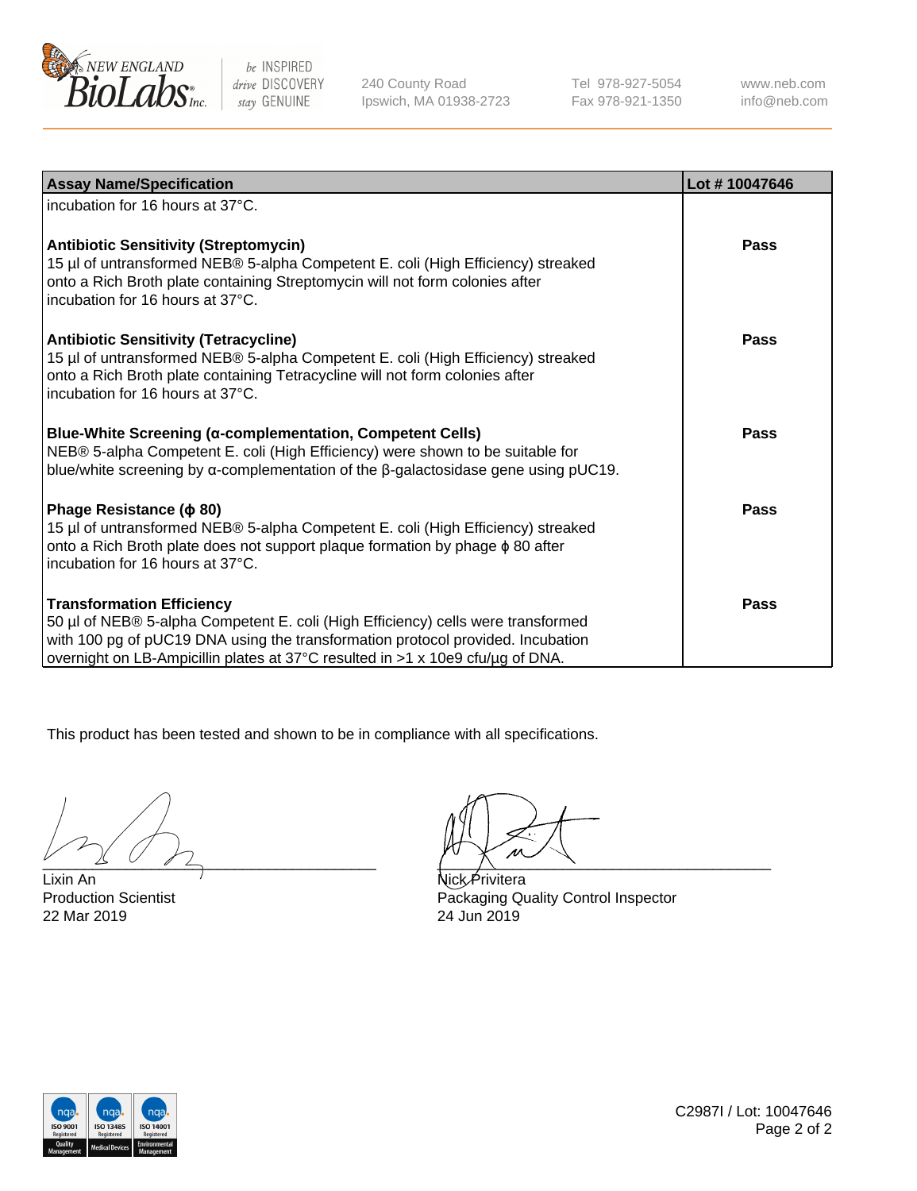| Assay Name/Specification | Lot # 10047646 |
| --- | --- |
| incubation for 16 hours at 37°C. | |
| **Antibiotic Sensitivity (Streptomycin)**<br>15 µl of untransformed NEB® 5-alpha Competent E. coli (High Efficiency) streaked onto a Rich Broth plate containing Streptomycin will not form colonies after incubation for 16 hours at 37°C. | **Pass** |
| **Antibiotic Sensitivity (Tetracycline)**<br>15 µl of untransformed NEB® 5-alpha Competent E. coli (High Efficiency) streaked onto a Rich Broth plate containing Tetracycline will not form colonies after incubation for 16 hours at 37°C. | **Pass** |
| **Blue-White Screening (α-complementation, Competent Cells)**<br>NEB® 5-alpha Competent E. coli (High Efficiency) were shown to be suitable for blue/white screening by α-complementation of the β-galactosidase gene using pUC19. | **Pass** |
| **Phage Resistance (ϕ 80)**<br>15 µl of untransformed NEB® 5-alpha Competent E. coli (High Efficiency) streaked onto a Rich Broth plate does not support plaque formation by phage ϕ 80 after incubation for 16 hours at 37°C. | **Pass** |
| **Transformation Efficiency**<br>50 µl of NEB® 5-alpha Competent E. coli (High Efficiency) cells were transformed with 100 pg of pUC19 DNA using the transformation protocol provided. Incubation overnight on LB-Ampicillin plates at 37°C resulted in >1 x 10e9 cfu/µg of DNA. | **Pass** |

This product has been tested and shown to be in compliance with all specifications.

Lixin An
Production Scientist
22 Mar 2019

Nick Privitera
Packaging Quality Control Inspector
24 Jun 2019

C2987I / Lot: 10047646